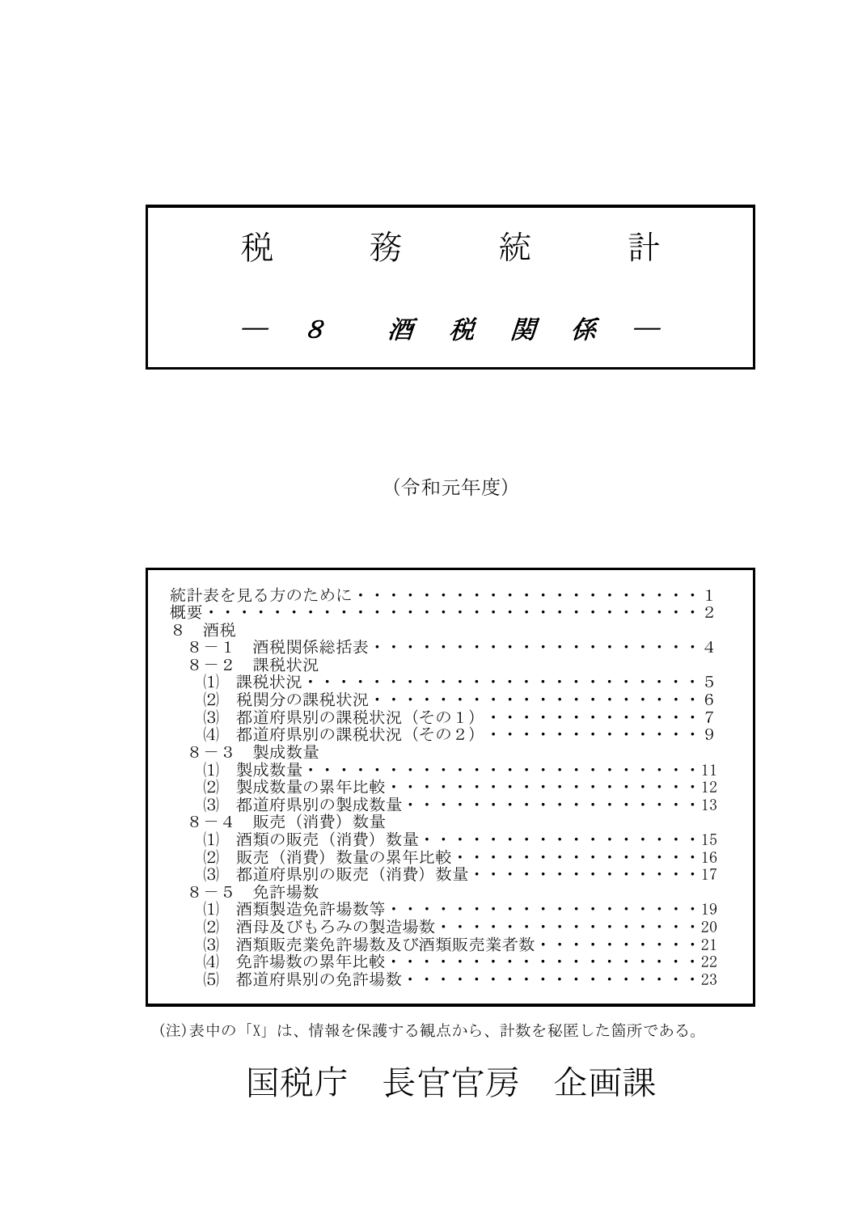# 税　　務　　統　　計

## ―　*8*　*酒　税　関　係*　―

（令和元年度）

統計表を見る方のために・・・・・・・・・・・・・・・・・・・・・・・1
概要・・・・・・・・・・・・・・・・・・・・・・・・・・・・・・・・2
８　酒税
　８－１　酒税関係総括表・・・・・・・・・・・・・・・・・・・・・4
　８－２　課税状況
　　⑴　課税状況・・・・・・・・・・・・・・・・・・・・・・・・・5
　　⑵　税関分の課税状況・・・・・・・・・・・・・・・・・・・・・6
　　⑶　都道府県別の課税状況（その１）・・・・・・・・・・・・・・7
　　⑷　都道府県別の課税状況（その２）・・・・・・・・・・・・・・9
　８－３　製成数量
　　⑴　製成数量・・・・・・・・・・・・・・・・・・・・・・・・・11
　　⑵　製成数量の累年比較・・・・・・・・・・・・・・・・・・・・12
　　⑶　都道府県別の製成数量・・・・・・・・・・・・・・・・・・・13
　８－４　販売（消費）数量
　　⑴　酒類の販売（消費）数量・・・・・・・・・・・・・・・・・・15
　　⑵　販売（消費）数量の累年比較・・・・・・・・・・・・・・・・16
　　⑶　都道府県別の販売（消費）数量・・・・・・・・・・・・・・・17
　８－５　免許場数
　　⑴　酒類製造免許場数等・・・・・・・・・・・・・・・・・・・・19
　　⑵　酒母及びもろみの製造場数・・・・・・・・・・・・・・・・・20
　　⑶　酒類販売業免許場数及び酒類販売業者数・・・・・・・・・・・21
　　⑷　免許場数の累年比較・・・・・・・・・・・・・・・・・・・・22
　　⑸　都道府県別の免許場数・・・・・・・・・・・・・・・・・・・23

(注)表中の「X」は、情報を保護する観点から、計数を秘匿した箇所である。

国税庁　長官官房　企画課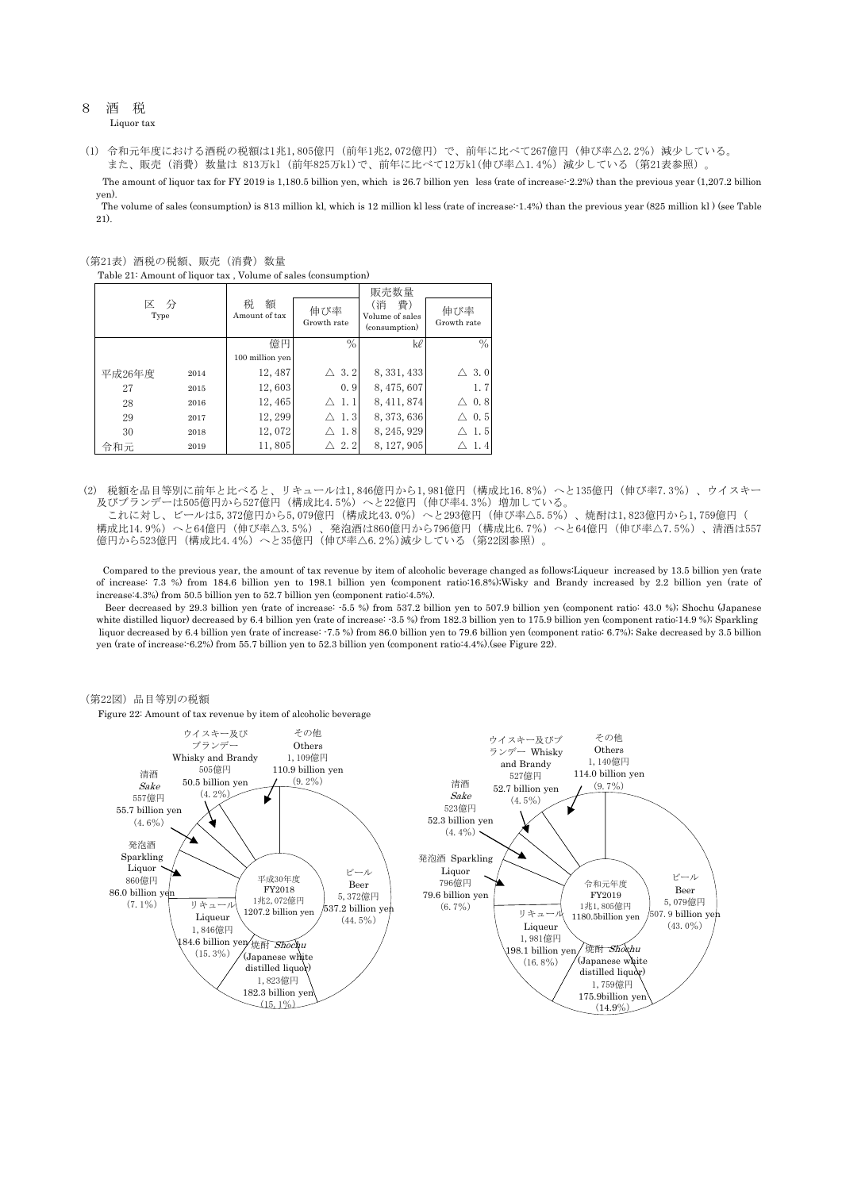## 8　酒　税

Liquor tax

(1)　令和元年度における酒税の税額は1兆1,805億円（前年1兆2,072億円）で、前年に比べて267億円（伸び率△2.2%）減少している。
また、販売（消費）数量は 813万kl（前年825万kl)で、前年に比べて12万kl(伸び率△1.4%）減少している（第21表参照）。

The amount of liquor tax for FY 2019 is 1,180.5 billion yen, which is 26.7 billion yen less (rate of increase:-2.2%) than the previous year (1,207.2 billion yen).

The volume of sales (consumption) is 813 million kl, which is 12 million kl less (rate of increase:-1.4%) than the previous year (825 million kl ) (see Table 21).

(第21表) 酒税の税額、販売（消費）数量

Table 21: Amount of liquor tax , Volume of sales (consumption)

| 区　分 Type | | 税　額 Amount of tax | 伸び率 Growth rate | 販売数量（消　費） Volume of sales (consumption) | 伸び率 Growth rate |
|---|---|---|---|---|---|
| | | 億円 100 million yen | % | kℓ | % |
| 平成26年度 | 2014 | 12,487 | △ 3.2 | 8,331,433 | △ 3.0 |
| 27 | 2015 | 12,603 | 0.9 | 8,475,607 | 1.7 |
| 28 | 2016 | 12,465 | △ 1.1 | 8,411,874 | △ 0.8 |
| 29 | 2017 | 12,299 | △ 1.3 | 8,373,636 | △ 0.5 |
| 30 | 2018 | 12,072 | △ 1.8 | 8,245,929 | △ 1.5 |
| 令和元 | 2019 | 11,805 | △ 2.2 | 8,127,905 | △ 1.4 |

(2)　税額を品目等別に前年と比べると、リキュールは1,846億円から1,981億円（構成比16.8%）へと135億円（伸び率7.3%）、ウイスキー及びブランデーは505億円から527億円（構成比4.5%）へと22億円（伸び率4.3%）増加している。
これに対し、ビールは5,372億円から5,079億円（構成比43.0%）へと293億円（伸び率△5.5%）、焼酎は1,823億円から1,759億円（構成比14.9%）へと64億円（伸び率△3.5%）、発泡酒は860億円から796億円（構成比6.7%）へと64億円（伸び率△7.5%）、清酒は557億円から523億円（構成比4.4%）へと35億円（伸び率△6.2%)減少している（第22図参照）。

Compared to the previous year, the amount of tax revenue by item of alcoholic beverage changed as follows:Liqueur increased by 13.5 billion yen (rate of increase: 7.3 %) from 184.6 billion yen to 198.1 billion yen (component ratio:16.8%);Wisky and Brandy increased by 2.2 billion yen (rate of increase:4.3%) from 50.5 billion yen to 52.7 billion yen (component ratio:4.5%).

Beer decreased by 29.3 billion yen (rate of increase: -5.5 %) from 537.2 billion yen to 507.9 billion yen (component ratio: 43.0 %); Shochu (Japanese white distilled liquor) decreased by 6.4 billion yen (rate of increase: -3.5 %) from 182.3 billion yen to 175.9 billion yen (component ratio:14.9 %); Sparkling liquor decreased by 6.4 billion yen (rate of increase: -7.5 %) from 86.0 billion yen to 79.6 billion yen (component ratio: 6.7%); Sake decreased by 3.5 billion yen (rate of increase:-6.2%) from 55.7 billion yen to 52.3 billion yen (component ratio:4.4%).(see Figure 22).

(第22図) 品目等別の税額

Figure 22: Amount of tax revenue by item of alcoholic beverage

平成30年度 FY2018 1兆2,072億円 1207.2 billion yen

ビール Beer 5,372億円 537.2 billion yen (44.5%)
焼酎 *Shochu* (Japanese white distilled liquor) 1,823億円 182.3 billion yen (15.1%)
リキュール Liqueur 1,846億円 184.6 billion yen (15.3%)
発泡酒 Sparkling Liquor 860億円 86.0 billion yen (7.1%)
清酒 *Sake* 557億円 55.7 billion yen (4.6%)
ウイスキー及びブランデー Whisky and Brandy 505億円 50.5 billion yen (4.2%)
その他 Others 1,109億円 110.9 billion yen (9.2%)

令和元年度 FY2019 1兆1,805億円 1180.5billion yen

ビール Beer 5,079億円 507.9 billion yen (43.0%)
焼酎 *Shochu* (Japanese white distilled liquor) 1,759億円 175.9billion yen (14.9%)
リキュール Liqueur 1,981億円 198.1 billion yen (16.8%)
発泡酒 Sparkling Liquor 796億円 79.6 billion yen (6.7%)
清酒 *Sake* 523億円 52.3 billion yen (4.4%)
ウイスキー及びブランデー Whisky and Brandy 527億円 52.7 billion yen (4.5%)
その他 Others 1,140億円 114.0 billion yen (9.7%)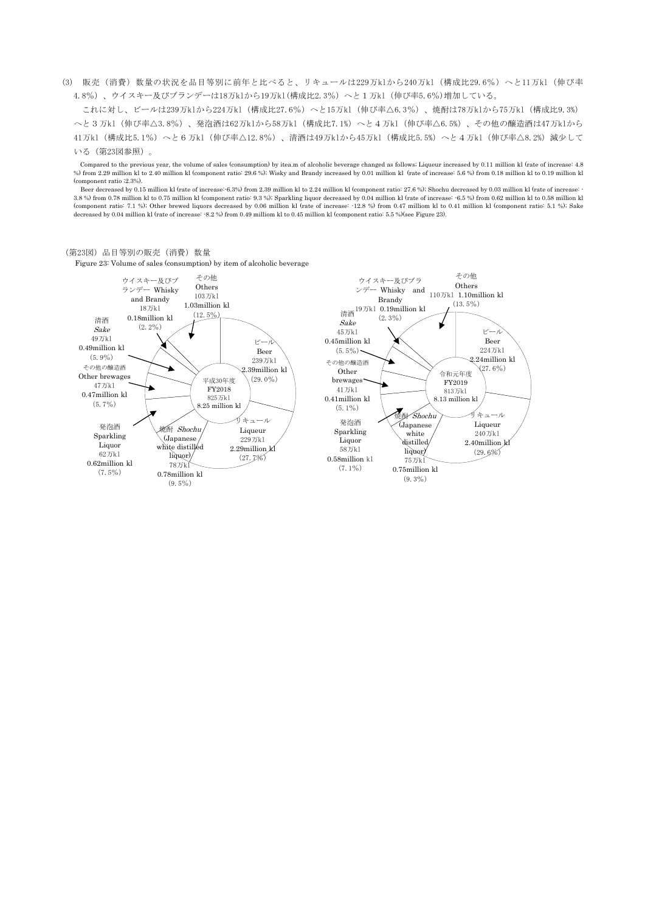(3)　販売（消費）数量の状況を品目等別に前年と比べると、リキュールは229万klから240万kl（構成比29.6%）へと11万kl（伸び率4.8%）、ウイスキー及びブランデーは18万klから19万kl(構成比2.3%）へと１万kl（伸び率5.6%)増加している。

これに対し、ビールは239万klから224万kl（構成比27.6%）へと15万kl（伸び率△6.3%）、焼酎は78万klから75万kl（構成比9.3%）へと３万kl（伸び率△3.8%）、発泡酒は62万klから58万kl（構成比7.1%）へと４万kl（伸び率△6.5%）、その他の醸造酒は47万klから41万kl（構成比5.1%）へと６万kl（伸び率△12.8%）、清酒は49万klから45万kl（構成比5.5%）へと４万kl（伸び率△8.2%）減少している（第23図参照）。

Compared to the previous year, the volume of sales (consumption) by itea.m of alcoholic beverage changed as follows; Liqueur increased by 0.11 million kl (rate of increase: 4.8 %) from 2.29 million kl to 2.40 million kl (component ratio: 29.6 %); Wisky and Brandy increased by 0.01 million kl (rate of increase: 5.6 %) from 0.18 million kl to 0.19 million kl (component ratio ;2.3%).

Beer decreased by 0.15 million kl (rate of increase:-6.3%) from 2.39 million kl to 2.24 million kl (component ratio: 27.6 %); Shochu decreased by 0.03 million kl (rate of increase: -3.8 %) from 0.78 million kl to 0.75 million kl (component ratio: 9.3 %); Sparkling liquor decreased by 0.04 million kl (rate of increase: -6.5 %) from 0.62 million kl to 0.58 million kl (component ratio: 7.1 %); Other brewed liquors decreased by 0.06 million kl (rate of increase: -12.8 %) from 0.47 milliom kl to 0.41 million kl (component ratio: 5.1 %); Sake decreased by 0.04 million kl (rate of increase: -8.2 %) from 0.49 milliom kl to 0.45 million kl (component ratio: 5.5 %)(see Figure 23).

（第23図）品目等別の販売（消費）数量

Figure 23: Volume of sales (consumption) by item of alcoholic beverage

平成30年度
FY2018
825万kl
8.25 million kl

ビール Beer 239万kl 2.39million kl (29.0%)
リキュール Liqueur 229万kl 2.29million kl (27.7%)
焼酎 *Shochu* (Japanese white distilled liquor) 78万kl 0.78million kl (9.5%)
発泡酒 Sparkling Liquor 62万kl 0.62million kl (7.5%)
その他の醸造酒 Other brewages 47万kl 0.47million kl (5.7%)
清酒 *Sake* 49万kl 0.49million kl (5.9%)
ウイスキー及びブランデー Whisky and Brandy 18万kl 0.18million kl (2.2%)
その他 Others 103万kl 1.03million kl (12.5%)

令和元年度
FY2019
813万kl
8.13 million kl

ビール Beer 224万kl 2.24million kl (27.6%)
リキュール Liqueur 240万kl 2.40million kl (29.6%)
焼酎 *Shochu* (Japanese white distilled liquor) 75万kl 0.75million kl (9.3%)
発泡酒 Sparkling Liquor 58万kl 0.58million kl (7.1%)
その他の醸造酒 Other brewages 41万kl 0.41million kl (5.1%)
清酒 *Sake* 45万kl 0.45million kl (5.5%)
ウイスキー及びブランデー Whisky and Brandy 19万kl 0.19million kl (2.3%)
その他 Others 110万kl 1.10million kl (13.5%)